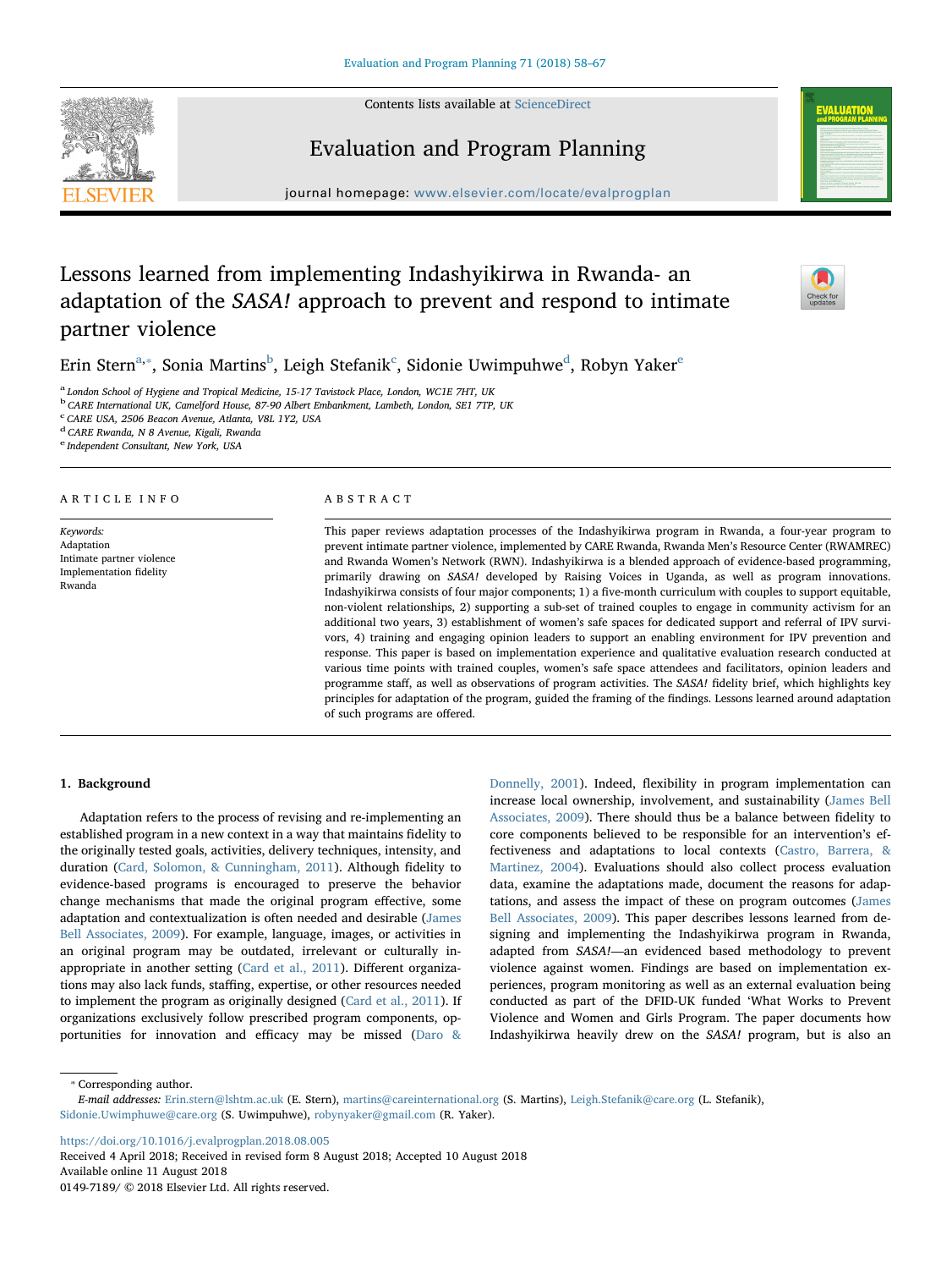# Lessons learned from implementing Indashyikirwa in Rwanda- an adaptation of the *SASA!* approach to prevent and respond to intimate partner violence

Erin Stern[a,*], Sonia Martins[b], Leigh Stefanik[c], Sidonie Uwimpuhwe[d], Robyn Yaker[e]

[a] London School of Hygiene and Tropical Medicine, 15-17 Tavistock Place, London, WC1E 7HT, UK
[b] CARE International UK, Camelford House, 87-90 Albert Embankment, Lambeth, London, SE1 7TP, UK
[c] CARE USA, 2506 Beacon Avenue, Atlanta, V8L 1Y2, USA
[d] CARE Rwanda, N 8 Avenue, Kigali, Rwanda
[e] Independent Consultant, New York, USA

## ARTICLE INFO

*Keywords:*
Adaptation
Intimate partner violence
Implementation fidelity
Rwanda

## ABSTRACT

This paper reviews adaptation processes of the Indashyikirwa program in Rwanda, a four-year program to prevent intimate partner violence, implemented by CARE Rwanda, Rwanda Men's Resource Center (RWAMREC) and Rwanda Women's Network (RWN). Indashyikirwa is a blended approach of evidence-based programming, primarily drawing on *SASA!* developed by Raising Voices in Uganda, as well as program innovations. Indashyikirwa consists of four major components; 1) a five-month curriculum with couples to support equitable, non-violent relationships, 2) supporting a sub-set of trained couples to engage in community activism for an additional two years, 3) establishment of women's safe spaces for dedicated support and referral of IPV survivors, 4) training and engaging opinion leaders to support an enabling environment for IPV prevention and response. This paper is based on implementation experience and qualitative evaluation research conducted at various time points with trained couples, women's safe space attendees and facilitators, opinion leaders and programme staff, as well as observations of program activities. The *SASA!* fidelity brief, which highlights key principles for adaptation of the program, guided the framing of the findings. Lessons learned around adaptation of such programs are offered.

## 1. Background

Adaptation refers to the process of revising and re-implementing an established program in a new context in a way that maintains fidelity to the originally tested goals, activities, delivery techniques, intensity, and duration (Card, Solomon, & Cunningham, 2011). Although fidelity to evidence-based programs is encouraged to preserve the behavior change mechanisms that made the original program effective, some adaptation and contextualization is often needed and desirable (James Bell Associates, 2009). For example, language, images, or activities in an original program may be outdated, irrelevant or culturally inappropriate in another setting (Card et al., 2011). Different organizations may also lack funds, staffing, expertise, or other resources needed to implement the program as originally designed (Card et al., 2011). If organizations exclusively follow prescribed program components, opportunities for innovation and efficacy may be missed (Daro & Donnelly, 2001). Indeed, flexibility in program implementation can increase local ownership, involvement, and sustainability (James Bell Associates, 2009). There should thus be a balance between fidelity to core components believed to be responsible for an intervention's effectiveness and adaptations to local contexts (Castro, Barrera, & Martinez, 2004). Evaluations should also collect process evaluation data, examine the adaptations made, document the reasons for adaptations, and assess the impact of these on program outcomes (James Bell Associates, 2009). This paper describes lessons learned from designing and implementing the Indashyikirwa program in Rwanda, adapted from *SASA!*—an evidenced based methodology to prevent violence against women. Findings are based on implementation experiences, program monitoring as well as an external evaluation being conducted as part of the DFID-UK funded 'What Works to Prevent Violence and Women and Girls Program. The paper documents how Indashyikirwa heavily drew on the *SASA!* program, but is also an

---

* Corresponding author.
*E-mail addresses:* Erin.stern@lshtm.ac.uk (E. Stern), martins@careinternational.org (S. Martins), Leigh.Stefanik@care.org (L. Stefanik), Sidonie.Uwimphuwe@care.org (S. Uwimpuhwe), robynyaker@gmail.com (R. Yaker).

https://doi.org/10.1016/j.evalprogplan.2018.08.005
Received 4 April 2018; Received in revised form 8 August 2018; Accepted 10 August 2018
Available online 11 August 2018
0149-7189/ © 2018 Elsevier Ltd. All rights reserved.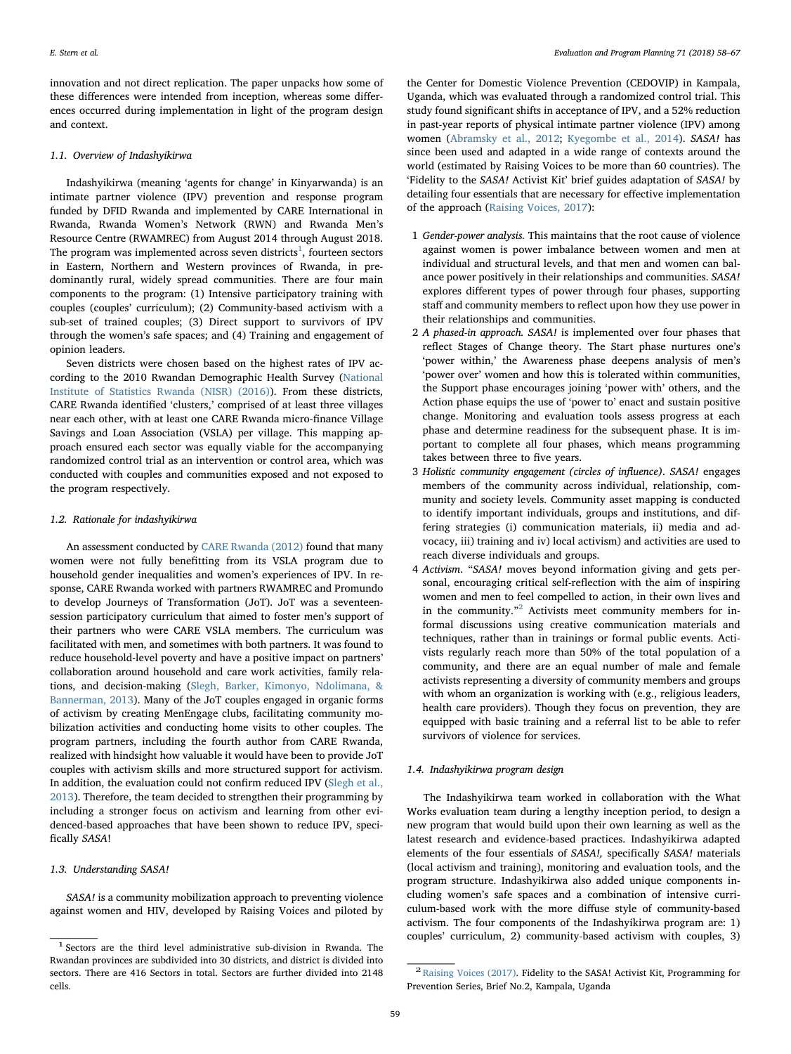innovation and not direct replication. The paper unpacks how some of these differences were intended from inception, whereas some differences occurred during implementation in light of the program design and context.

### 1.1. Overview of Indashyikirwa

Indashyikirwa (meaning 'agents for change' in Kinyarwanda) is an intimate partner violence (IPV) prevention and response program funded by DFID Rwanda and implemented by CARE International in Rwanda, Rwanda Women's Network (RWN) and Rwanda Men's Resource Centre (RWAMREC) from August 2014 through August 2018. The program was implemented across seven districts[1], fourteen sectors in Eastern, Northern and Western provinces of Rwanda, in predominantly rural, widely spread communities. There are four main components to the program: (1) Intensive participatory training with couples (couples' curriculum); (2) Community-based activism with a sub-set of trained couples; (3) Direct support to survivors of IPV through the women's safe spaces; and (4) Training and engagement of opinion leaders.

Seven districts were chosen based on the highest rates of IPV according to the 2010 Rwandan Demographic Health Survey (National Institute of Statistics Rwanda (NISR) (2016)). From these districts, CARE Rwanda identified 'clusters,' comprised of at least three villages near each other, with at least one CARE Rwanda micro-finance Village Savings and Loan Association (VSLA) per village. This mapping approach ensured each sector was equally viable for the accompanying randomized control trial as an intervention or control area, which was conducted with couples and communities exposed and not exposed to the program respectively.

### 1.2. Rationale for indashyikirwa

An assessment conducted by CARE Rwanda (2012) found that many women were not fully benefitting from its VSLA program due to household gender inequalities and women's experiences of IPV. In response, CARE Rwanda worked with partners RWAMREC and Promundo to develop Journeys of Transformation (JoT). JoT was a seventeen-session participatory curriculum that aimed to foster men's support of their partners who were CARE VSLA members. The curriculum was facilitated with men, and sometimes with both partners. It was found to reduce household-level poverty and have a positive impact on partners' collaboration around household and care work activities, family relations, and decision-making (Slegh, Barker, Kimonyo, Ndolimana, & Bannerman, 2013). Many of the JoT couples engaged in organic forms of activism by creating MenEngage clubs, facilitating community mobilization activities and conducting home visits to other couples. The program partners, including the fourth author from CARE Rwanda, realized with hindsight how valuable it would have been to provide JoT couples with activism skills and more structured support for activism. In addition, the evaluation could not confirm reduced IPV (Slegh et al., 2013). Therefore, the team decided to strengthen their programming by including a stronger focus on activism and learning from other evidenced-based approaches that have been shown to reduce IPV, specifically *SASA*!

### 1.3. Understanding SASA!

*SASA!* is a community mobilization approach to preventing violence against women and HIV, developed by Raising Voices and piloted by the Center for Domestic Violence Prevention (CEDOVIP) in Kampala, Uganda, which was evaluated through a randomized control trial. This study found significant shifts in acceptance of IPV, and a 52% reduction in past-year reports of physical intimate partner violence (IPV) among women (Abramsky et al., 2012; Kyegombe et al., 2014). *SASA!* has since been used and adapted in a wide range of contexts around the world (estimated by Raising Voices to be more than 60 countries). The 'Fidelity to the *SASA!* Activist Kit' brief guides adaptation of *SASA!* by detailing four essentials that are necessary for effective implementation of the approach (Raising Voices, 2017):

1 *Gender-power analysis.* This maintains that the root cause of violence against women is power imbalance between women and men at individual and structural levels, and that men and women can balance power positively in their relationships and communities. *SASA!* explores different types of power through four phases, supporting staff and community members to reflect upon how they use power in their relationships and communities.
2 *A phased-in approach. SASA!* is implemented over four phases that reflect Stages of Change theory. The Start phase nurtures one's 'power within,' the Awareness phase deepens analysis of men's 'power over' women and how this is tolerated within communities, the Support phase encourages joining 'power with' others, and the Action phase equips the use of 'power to' enact and sustain positive change. Monitoring and evaluation tools assess progress at each phase and determine readiness for the subsequent phase. It is important to complete all four phases, which means programming takes between three to five years.
3 *Holistic community engagement (circles of influence). SASA!* engages members of the community across individual, relationship, community and society levels. Community asset mapping is conducted to identify important individuals, groups and institutions, and differing strategies (i) communication materials, ii) media and advocacy, iii) training and iv) local activism) and activities are used to reach diverse individuals and groups.
4 *Activism.* "*SASA!* moves beyond information giving and gets personal, encouraging critical self-reflection with the aim of inspiring women and men to feel compelled to action, in their own lives and in the community."[2] Activists meet community members for informal discussions using creative communication materials and techniques, rather than in trainings or formal public events. Activists regularly reach more than 50% of the total population of a community, and there are an equal number of male and female activists representing a diversity of community members and groups with whom an organization is working with (e.g., religious leaders, health care providers). Though they focus on prevention, they are equipped with basic training and a referral list to be able to refer survivors of violence for services.

### 1.4. Indashyikirwa program design

The Indashyikirwa team worked in collaboration with the What Works evaluation team during a lengthy inception period, to design a new program that would build upon their own learning as well as the latest research and evidence-based practices. Indashyikirwa adapted elements of the four essentials of *SASA!,* specifically *SASA!* materials (local activism and training), monitoring and evaluation tools, and the program structure. Indashyikirwa also added unique components including women's safe spaces and a combination of intensive curriculum-based work with the more diffuse style of community-based activism. The four components of the Indashyikirwa program are: 1) couples' curriculum, 2) community-based activism with couples, 3)

---

[1] Sectors are the third level administrative sub-division in Rwanda. The Rwandan provinces are subdivided into 30 districts, and district is divided into sectors. There are 416 Sectors in total. Sectors are further divided into 2148 cells.

[2] Raising Voices (2017). Fidelity to the SASA! Activist Kit, Programming for Prevention Series, Brief No.2, Kampala, Uganda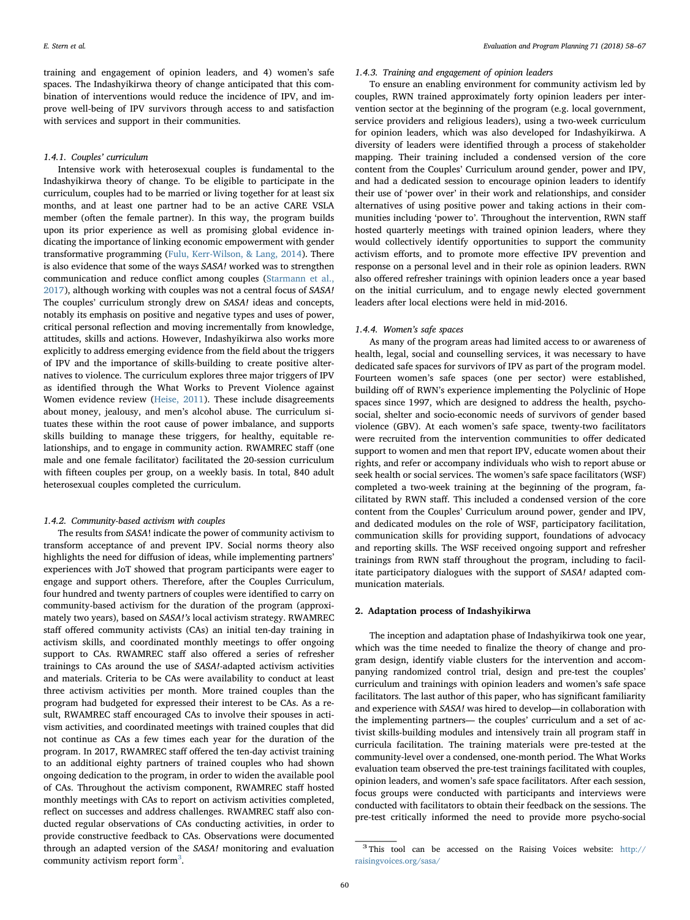training and engagement of opinion leaders, and 4) women's safe spaces. The Indashyikirwa theory of change anticipated that this combination of interventions would reduce the incidence of IPV, and improve well-being of IPV survivors through access to and satisfaction with services and support in their communities.

#### 1.4.1. Couples' curriculum

Intensive work with heterosexual couples is fundamental to the Indashyikirwa theory of change. To be eligible to participate in the curriculum, couples had to be married or living together for at least six months, and at least one partner had to be an active CARE VSLA member (often the female partner). In this way, the program builds upon its prior experience as well as promising global evidence indicating the importance of linking economic empowerment with gender transformative programming (Fulu, Kerr-Wilson, & Lang, 2014). There is also evidence that some of the ways *SASA!* worked was to strengthen communication and reduce conflict among couples (Starmann et al., 2017), although working with couples was not a central focus of *SASA!* The couples' curriculum strongly drew on *SASA!* ideas and concepts, notably its emphasis on positive and negative types and uses of power, critical personal reflection and moving incrementally from knowledge, attitudes, skills and actions. However, Indashyikirwa also works more explicitly to address emerging evidence from the field about the triggers of IPV and the importance of skills-building to create positive alternatives to violence. The curriculum explores three major triggers of IPV as identified through the What Works to Prevent Violence against Women evidence review (Heise, 2011). These include disagreements about money, jealousy, and men's alcohol abuse. The curriculum situates these within the root cause of power imbalance, and supports skills building to manage these triggers, for healthy, equitable relationships, and to engage in community action. RWAMREC staff (one male and one female facilitator) facilitated the 20-session curriculum with fifteen couples per group, on a weekly basis. In total, 840 adult heterosexual couples completed the curriculum.

#### 1.4.2. Community-based activism with couples

The results from *SASA*! indicate the power of community activism to transform acceptance of and prevent IPV. Social norms theory also highlights the need for diffusion of ideas, while implementing partners' experiences with JoT showed that program participants were eager to engage and support others. Therefore, after the Couples Curriculum, four hundred and twenty partners of couples were identified to carry on community-based activism for the duration of the program (approximately two years), based on *SASA!'s* local activism strategy. RWAMREC staff offered community activists (CAs) an initial ten-day training in activism skills, and coordinated monthly meetings to offer ongoing support to CAs. RWAMREC staff also offered a series of refresher trainings to CAs around the use of *SASA!*-adapted activism activities and materials. Criteria to be CAs were availability to conduct at least three activism activities per month. More trained couples than the program had budgeted for expressed their interest to be CAs. As a result, RWAMREC staff encouraged CAs to involve their spouses in activism activities, and coordinated meetings with trained couples that did not continue as CAs a few times each year for the duration of the program. In 2017, RWAMREC staff offered the ten-day activist training to an additional eighty partners of trained couples who had shown ongoing dedication to the program, in order to widen the available pool of CAs. Throughout the activism component, RWAMREC staff hosted monthly meetings with CAs to report on activism activities completed, reflect on successes and address challenges. RWAMREC staff also conducted regular observations of CAs conducting activities, in order to provide constructive feedback to CAs. Observations were documented through an adapted version of the *SASA!* monitoring and evaluation community activism report form[3].

#### 1.4.3. Training and engagement of opinion leaders

To ensure an enabling environment for community activism led by couples, RWN trained approximately forty opinion leaders per intervention sector at the beginning of the program (e.g. local government, service providers and religious leaders), using a two-week curriculum for opinion leaders, which was also developed for Indashyikirwa. A diversity of leaders were identified through a process of stakeholder mapping. Their training included a condensed version of the core content from the Couples' Curriculum around gender, power and IPV, and had a dedicated session to encourage opinion leaders to identify their use of 'power over' in their work and relationships, and consider alternatives of using positive power and taking actions in their communities including 'power to'. Throughout the intervention, RWN staff hosted quarterly meetings with trained opinion leaders, where they would collectively identify opportunities to support the community activism efforts, and to promote more effective IPV prevention and response on a personal level and in their role as opinion leaders. RWN also offered refresher trainings with opinion leaders once a year based on the initial curriculum, and to engage newly elected government leaders after local elections were held in mid-2016.

#### 1.4.4. Women's safe spaces

As many of the program areas had limited access to or awareness of health, legal, social and counselling services, it was necessary to have dedicated safe spaces for survivors of IPV as part of the program model. Fourteen women's safe spaces (one per sector) were established, building off of RWN's experience implementing the Polyclinic of Hope spaces since 1997, which are designed to address the health, psychosocial, shelter and socio-economic needs of survivors of gender based violence (GBV). At each women's safe space, twenty-two facilitators were recruited from the intervention communities to offer dedicated support to women and men that report IPV, educate women about their rights, and refer or accompany individuals who wish to report abuse or seek health or social services. The women's safe space facilitators (WSF) completed a two-week training at the beginning of the program, facilitated by RWN staff. This included a condensed version of the core content from the Couples' Curriculum around power, gender and IPV, and dedicated modules on the role of WSF, participatory facilitation, communication skills for providing support, foundations of advocacy and reporting skills. The WSF received ongoing support and refresher trainings from RWN staff throughout the program, including to facilitate participatory dialogues with the support of *SASA!* adapted communication materials.

## 2. Adaptation process of Indashyikirwa

The inception and adaptation phase of Indashyikirwa took one year, which was the time needed to finalize the theory of change and program design, identify viable clusters for the intervention and accompanying randomized control trial, design and pre-test the couples' curriculum and trainings with opinion leaders and women's safe space facilitators. The last author of this paper, who has significant familiarity and experience with *SASA!* was hired to develop—in collaboration with the implementing partners— the couples' curriculum and a set of activist skills-building modules and intensively train all program staff in curricula facilitation. The training materials were pre-tested at the community-level over a condensed, one-month period. The What Works evaluation team observed the pre-test trainings facilitated with couples, opinion leaders, and women's safe space facilitators. After each session, focus groups were conducted with participants and interviews were conducted with facilitators to obtain their feedback on the sessions. The pre-test critically informed the need to provide more psycho-social

[3] This tool can be accessed on the Raising Voices website: http://raisingvoices.org/sasa/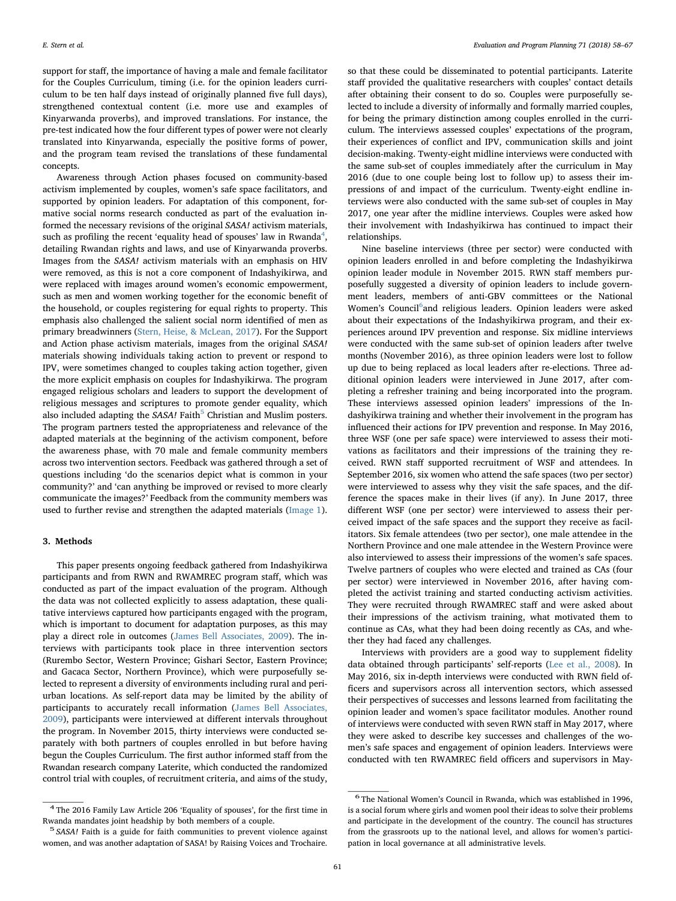support for staff, the importance of having a male and female facilitator for the Couples Curriculum, timing (i.e. for the opinion leaders curriculum to be ten half days instead of originally planned five full days), strengthened contextual content (i.e. more use and examples of Kinyarwanda proverbs), and improved translations. For instance, the pre-test indicated how the four different types of power were not clearly translated into Kinyarwanda, especially the positive forms of power, and the program team revised the translations of these fundamental concepts.

Awareness through Action phases focused on community-based activism implemented by couples, women's safe space facilitators, and supported by opinion leaders. For adaptation of this component, formative social norms research conducted as part of the evaluation informed the necessary revisions of the original *SASA!* activism materials, such as profiling the recent 'equality head of spouses' law in Rwanda[4], detailing Rwandan rights and laws, and use of Kinyarwanda proverbs. Images from the *SASA!* activism materials with an emphasis on HIV were removed, as this is not a core component of Indashyikirwa, and were replaced with images around women's economic empowerment, such as men and women working together for the economic benefit of the household, or couples registering for equal rights to property. This emphasis also challenged the salient social norm identified of men as primary breadwinners (Stern, Heise, & McLean, 2017). For the Support and Action phase activism materials, images from the original *SASA!* materials showing individuals taking action to prevent or respond to IPV, were sometimes changed to couples taking action together, given the more explicit emphasis on couples for Indashyikirwa. The program engaged religious scholars and leaders to support the development of religious messages and scriptures to promote gender equality, which also included adapting the *SASA!* Faith[5] Christian and Muslim posters. The program partners tested the appropriateness and relevance of the adapted materials at the beginning of the activism component, before the awareness phase, with 70 male and female community members across two intervention sectors. Feedback was gathered through a set of questions including 'do the scenarios depict what is common in your community?' and 'can anything be improved or revised to more clearly communicate the images?' Feedback from the community members was used to further revise and strengthen the adapted materials (Image 1).

## 3. Methods

This paper presents ongoing feedback gathered from Indashyikirwa participants and from RWN and RWAMREC program staff, which was conducted as part of the impact evaluation of the program. Although the data was not collected explicitly to assess adaptation, these qualitative interviews captured how participants engaged with the program, which is important to document for adaptation purposes, as this may play a direct role in outcomes (James Bell Associates, 2009). The interviews with participants took place in three intervention sectors (Rurembo Sector, Western Province; Gishari Sector, Eastern Province; and Gacaca Sector, Northern Province), which were purposefully selected to represent a diversity of environments including rural and peri-urban locations. As self-report data may be limited by the ability of participants to accurately recall information (James Bell Associates, 2009), participants were interviewed at different intervals throughout the program. In November 2015, thirty interviews were conducted separately with both partners of couples enrolled in but before having begun the Couples Curriculum. The first author informed staff from the Rwandan research company Laterite, which conducted the randomized control trial with couples, of recruitment criteria, and aims of the study, so that these could be disseminated to potential participants. Laterite staff provided the qualitative researchers with couples' contact details after obtaining their consent to do so. Couples were purposefully selected to include a diversity of informally and formally married couples, for being the primary distinction among couples enrolled in the curriculum. The interviews assessed couples' expectations of the program, their experiences of conflict and IPV, communication skills and joint decision-making. Twenty-eight midline interviews were conducted with the same sub-set of couples immediately after the curriculum in May 2016 (due to one couple being lost to follow up) to assess their impressions of and impact of the curriculum. Twenty-eight endline interviews were also conducted with the same sub-set of couples in May 2017, one year after the midline interviews. Couples were asked how their involvement with Indashyikirwa has continued to impact their relationships.

Nine baseline interviews (three per sector) were conducted with opinion leaders enrolled in and before completing the Indashyikirwa opinion leader module in November 2015. RWN staff members purposefully suggested a diversity of opinion leaders to include government leaders, members of anti-GBV committees or the National Women's Council[6] and religious leaders. Opinion leaders were asked about their expectations of the Indashyikirwa program, and their experiences around IPV prevention and response. Six midline interviews were conducted with the same sub-set of opinion leaders after twelve months (November 2016), as three opinion leaders were lost to follow up due to being replaced as local leaders after re-elections. Three additional opinion leaders were interviewed in June 2017, after completing a refresher training and being incorporated into the program. These interviews assessed opinion leaders' impressions of the Indashyikirwa training and whether their involvement in the program has influenced their actions for IPV prevention and response. In May 2016, three WSF (one per safe space) were interviewed to assess their motivations as facilitators and their impressions of the training they received. RWN staff supported recruitment of WSF and attendees. In September 2016, six women who attend the safe spaces (two per sector) were interviewed to assess why they visit the safe spaces, and the difference the spaces make in their lives (if any). In June 2017, three different WSF (one per sector) were interviewed to assess their perceived impact of the safe spaces and the support they receive as facilitators. Six female attendees (two per sector), one male attendee in the Northern Province and one male attendee in the Western Province were also interviewed to assess their impressions of the women's safe spaces. Twelve partners of couples who were elected and trained as CAs (four per sector) were interviewed in November 2016, after having completed the activist training and started conducting activism activities. They were recruited through RWAMREC staff and were asked about their impressions of the activism training, what motivated them to continue as CAs, what they had been doing recently as CAs, and whether they had faced any challenges.

Interviews with providers are a good way to supplement fidelity data obtained through participants' self-reports (Lee et al., 2008). In May 2016, six in-depth interviews were conducted with RWN field officers and supervisors across all intervention sectors, which assessed their perspectives of successes and lessons learned from facilitating the opinion leader and women's space facilitator modules. Another round of interviews were conducted with seven RWN staff in May 2017, where they were asked to describe key successes and challenges of the women's safe spaces and engagement of opinion leaders. Interviews were conducted with ten RWAMREC field officers and supervisors in May-

[4] The 2016 Family Law Article 206 'Equality of spouses', for the first time in Rwanda mandates joint headship by both members of a couple.

[5] *SASA!* Faith is a guide for faith communities to prevent violence against women, and was another adaptation of SASA! by Raising Voices and Trochaire.

[6] The National Women's Council in Rwanda, which was established in 1996, is a social forum where girls and women pool their ideas to solve their problems and participate in the development of the country. The council has structures from the grassroots up to the national level, and allows for women's participation in local governance at all administrative levels.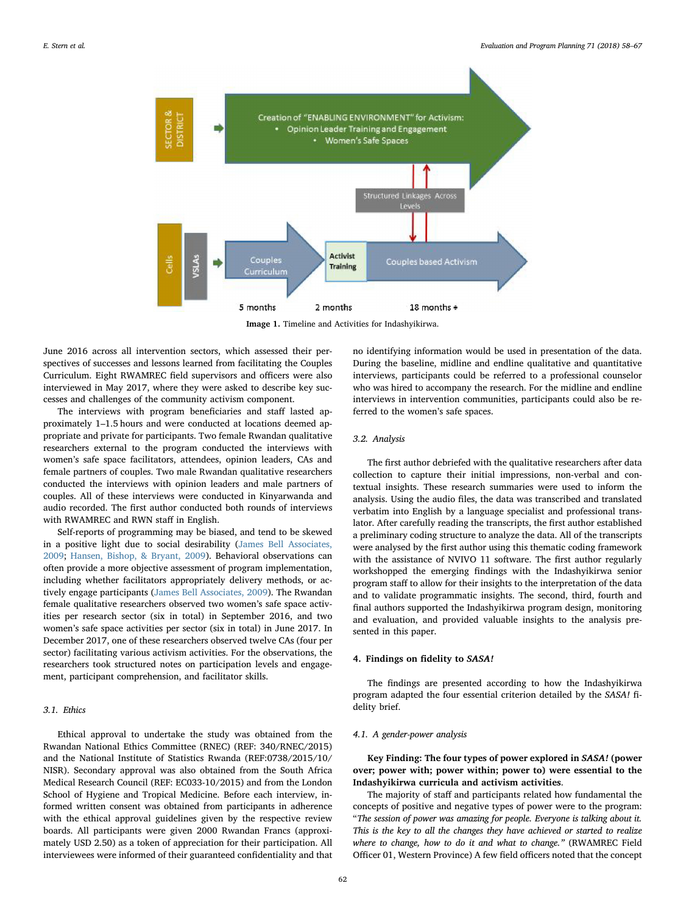Image 1. Timeline and Activities for Indashyikirwa.

June 2016 across all intervention sectors, which assessed their perspectives of successes and lessons learned from facilitating the Couples Curriculum. Eight RWAMREC field supervisors and officers were also interviewed in May 2017, where they were asked to describe key successes and challenges of the community activism component.

The interviews with program beneficiaries and staff lasted approximately 1–1.5 hours and were conducted at locations deemed appropriate and private for participants. Two female Rwandan qualitative researchers external to the program conducted the interviews with women's safe space facilitators, attendees, opinion leaders, CAs and female partners of couples. Two male Rwandan qualitative researchers conducted the interviews with opinion leaders and male partners of couples. All of these interviews were conducted in Kinyarwanda and audio recorded. The first author conducted both rounds of interviews with RWAMREC and RWN staff in English.

Self-reports of programming may be biased, and tend to be skewed in a positive light due to social desirability (James Bell Associates, 2009; Hansen, Bishop, & Bryant, 2009). Behavioral observations can often provide a more objective assessment of program implementation, including whether facilitators appropriately delivery methods, or actively engage participants (James Bell Associates, 2009). The Rwandan female qualitative researchers observed two women's safe space activities per research sector (six in total) in September 2016, and two women's safe space activities per sector (six in total) in June 2017. In December 2017, one of these researchers observed twelve CAs (four per sector) facilitating various activism activities. For the observations, the researchers took structured notes on participation levels and engagement, participant comprehension, and facilitator skills.

### 3.1. Ethics

Ethical approval to undertake the study was obtained from the Rwandan National Ethics Committee (RNEC) (REF: 340/RNEC/2015) and the National Institute of Statistics Rwanda (REF:0738/2015/10/NISR). Secondary approval was also obtained from the South Africa Medical Research Council (REF: EC033-10/2015) and from the London School of Hygiene and Tropical Medicine. Before each interview, informed written consent was obtained from participants in adherence with the ethical approval guidelines given by the respective review boards. All participants were given 2000 Rwandan Francs (approximately USD 2.50) as a token of appreciation for their participation. All interviewees were informed of their guaranteed confidentiality and that no identifying information would be used in presentation of the data. During the baseline, midline and endline qualitative and quantitative interviews, participants could be referred to a professional counselor who was hired to accompany the research. For the midline and endline interviews in intervention communities, participants could also be referred to the women's safe spaces.

### 3.2. Analysis

The first author debriefed with the qualitative researchers after data collection to capture their initial impressions, non-verbal and contextual insights. These research summaries were used to inform the analysis. Using the audio files, the data was transcribed and translated verbatim into English by a language specialist and professional translator. After carefully reading the transcripts, the first author established a preliminary coding structure to analyze the data. All of the transcripts were analysed by the first author using this thematic coding framework with the assistance of NVIVO 11 software. The first author regularly workshopped the emerging findings with the Indashyikirwa senior program staff to allow for their insights to the interpretation of the data and to validate programmatic insights. The second, third, fourth and final authors supported the Indashyikirwa program design, monitoring and evaluation, and provided valuable insights to the analysis presented in this paper.

## 4. Findings on fidelity to *SASA!*

The findings are presented according to how the Indashyikirwa program adapted the four essential criterion detailed by the *SASA!* fidelity brief.

### 4.1. A gender-power analysis

**Key Finding: The four types of power explored in *SASA!* (power over; power with; power within; power to) were essential to the Indashyikirwa curricula and activism activities.**

The majority of staff and participants related how fundamental the concepts of positive and negative types of power were to the program: "*The session of power was amazing for people. Everyone is talking about it. This is the key to all the changes they have achieved or started to realize where to change, how to do it and what to change.*" (RWAMREC Field Officer 01, Western Province) A few field officers noted that the concept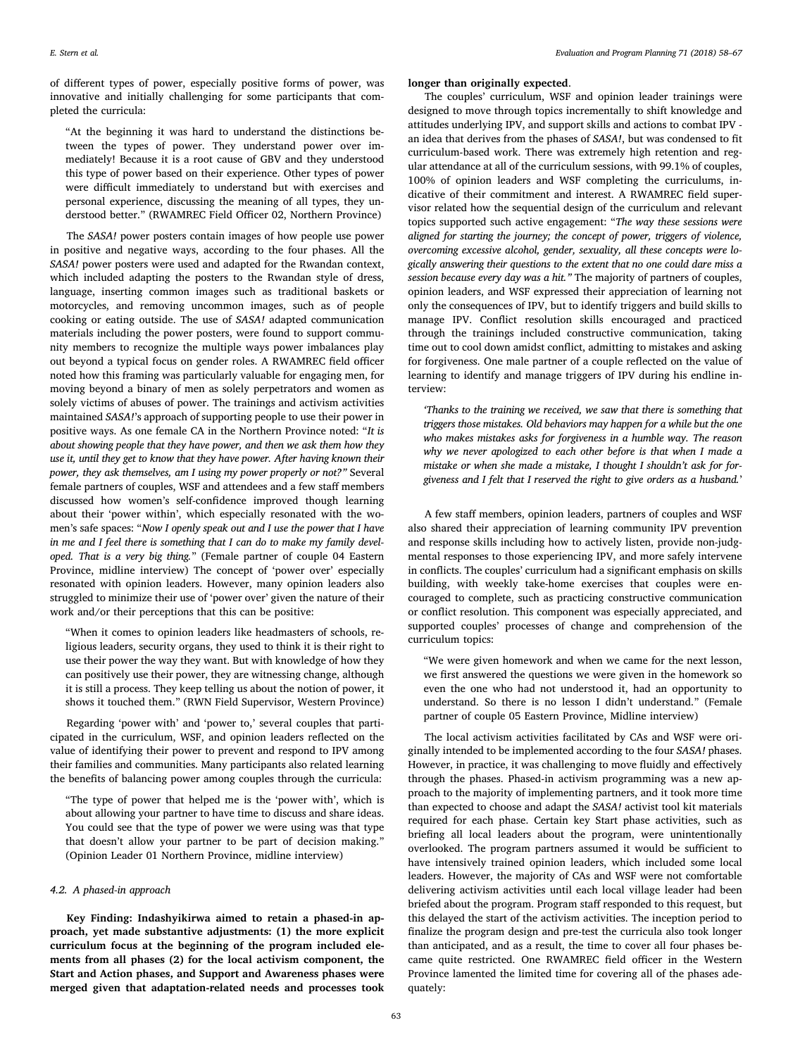of different types of power, especially positive forms of power, was innovative and initially challenging for some participants that completed the curricula:

> "At the beginning it was hard to understand the distinctions between the types of power. They understand power over immediately! Because it is a root cause of GBV and they understood this type of power based on their experience. Other types of power were difficult immediately to understand but with exercises and personal experience, discussing the meaning of all types, they understood better." (RWAMREC Field Officer 02, Northern Province)

The *SASA!* power posters contain images of how people use power in positive and negative ways, according to the four phases. All the *SASA!* power posters were used and adapted for the Rwandan context, which included adapting the posters to the Rwandan style of dress, language, inserting common images such as traditional baskets or motorcycles, and removing uncommon images, such as of people cooking or eating outside. The use of *SASA!* adapted communication materials including the power posters, were found to support community members to recognize the multiple ways power imbalances play out beyond a typical focus on gender roles. A RWAMREC field officer noted how this framing was particularly valuable for engaging men, for moving beyond a binary of men as solely perpetrators and women as solely victims of abuses of power. The trainings and activism activities maintained *SASA!*'s approach of supporting people to use their power in positive ways. As one female CA in the Northern Province noted: "*It is about showing people that they have power, and then we ask them how they use it, until they get to know that they have power. After having known their power, they ask themselves, am I using my power properly or not?"* Several female partners of couples, WSF and attendees and a few staff members discussed how women's self-confidence improved though learning about their 'power within', which especially resonated with the women's safe spaces: "*Now I openly speak out and I use the power that I have in me and I feel there is something that I can do to make my family developed. That is a very big thing.*" (Female partner of couple 04 Eastern Province, midline interview) The concept of 'power over' especially resonated with opinion leaders. However, many opinion leaders also struggled to minimize their use of 'power over' given the nature of their work and/or their perceptions that this can be positive:

> "When it comes to opinion leaders like headmasters of schools, religious leaders, security organs, they used to think it is their right to use their power the way they want. But with knowledge of how they can positively use their power, they are witnessing change, although it is still a process. They keep telling us about the notion of power, it shows it touched them." (RWN Field Supervisor, Western Province)

Regarding 'power with' and 'power to,' several couples that participated in the curriculum, WSF, and opinion leaders reflected on the value of identifying their power to prevent and respond to IPV among their families and communities. Many participants also related learning the benefits of balancing power among couples through the curricula:

> "The type of power that helped me is the 'power with', which is about allowing your partner to have time to discuss and share ideas. You could see that the type of power we were using was that type that doesn't allow your partner to be part of decision making." (Opinion Leader 01 Northern Province, midline interview)

### *4.2. A phased-in approach*

**Key Finding: Indashyikirwa aimed to retain a phased-in approach, yet made substantive adjustments: (1) the more explicit curriculum focus at the beginning of the program included elements from all phases (2) for the local activism component, the Start and Action phases, and Support and Awareness phases were merged given that adaptation-related needs and processes took longer than originally expected**.

The couples' curriculum, WSF and opinion leader trainings were designed to move through topics incrementally to shift knowledge and attitudes underlying IPV, and support skills and actions to combat IPV - an idea that derives from the phases of *SASA!*, but was condensed to fit curriculum-based work. There was extremely high retention and regular attendance at all of the curriculum sessions, with 99.1% of couples, 100% of opinion leaders and WSF completing the curriculums, indicative of their commitment and interest. A RWAMREC field supervisor related how the sequential design of the curriculum and relevant topics supported such active engagement: "*The way these sessions were aligned for starting the journey; the concept of power, triggers of violence, overcoming excessive alcohol, gender, sexuality, all these concepts were logically answering their questions to the extent that no one could dare miss a session because every day was a hit."* The majority of partners of couples, opinion leaders, and WSF expressed their appreciation of learning not only the consequences of IPV, but to identify triggers and build skills to manage IPV. Conflict resolution skills encouraged and practiced through the trainings included constructive communication, taking time out to cool down amidst conflict, admitting to mistakes and asking for forgiveness. One male partner of a couple reflected on the value of learning to identify and manage triggers of IPV during his endline interview:

> *'Thanks to the training we received, we saw that there is something that triggers those mistakes. Old behaviors may happen for a while but the one who makes mistakes asks for forgiveness in a humble way. The reason why we never apologized to each other before is that when I made a mistake or when she made a mistake, I thought I shouldn't ask for forgiveness and I felt that I reserved the right to give orders as a husband.'*

A few staff members, opinion leaders, partners of couples and WSF also shared their appreciation of learning community IPV prevention and response skills including how to actively listen, provide non-judgmental responses to those experiencing IPV, and more safely intervene in conflicts. The couples' curriculum had a significant emphasis on skills building, with weekly take-home exercises that couples were encouraged to complete, such as practicing constructive communication or conflict resolution. This component was especially appreciated, and supported couples' processes of change and comprehension of the curriculum topics:

> "We were given homework and when we came for the next lesson, we first answered the questions we were given in the homework so even the one who had not understood it, had an opportunity to understand. So there is no lesson I didn't understand." (Female partner of couple 05 Eastern Province, Midline interview)

The local activism activities facilitated by CAs and WSF were originally intended to be implemented according to the four *SASA!* phases. However, in practice, it was challenging to move fluidly and effectively through the phases. Phased-in activism programming was a new approach to the majority of implementing partners, and it took more time than expected to choose and adapt the *SASA!* activist tool kit materials required for each phase. Certain key Start phase activities, such as briefing all local leaders about the program, were unintentionally overlooked. The program partners assumed it would be sufficient to have intensively trained opinion leaders, which included some local leaders. However, the majority of CAs and WSF were not comfortable delivering activism activities until each local village leader had been briefed about the program. Program staff responded to this request, but this delayed the start of the activism activities. The inception period to finalize the program design and pre-test the curricula also took longer than anticipated, and as a result, the time to cover all four phases became quite restricted. One RWAMREC field officer in the Western Province lamented the limited time for covering all of the phases adequately: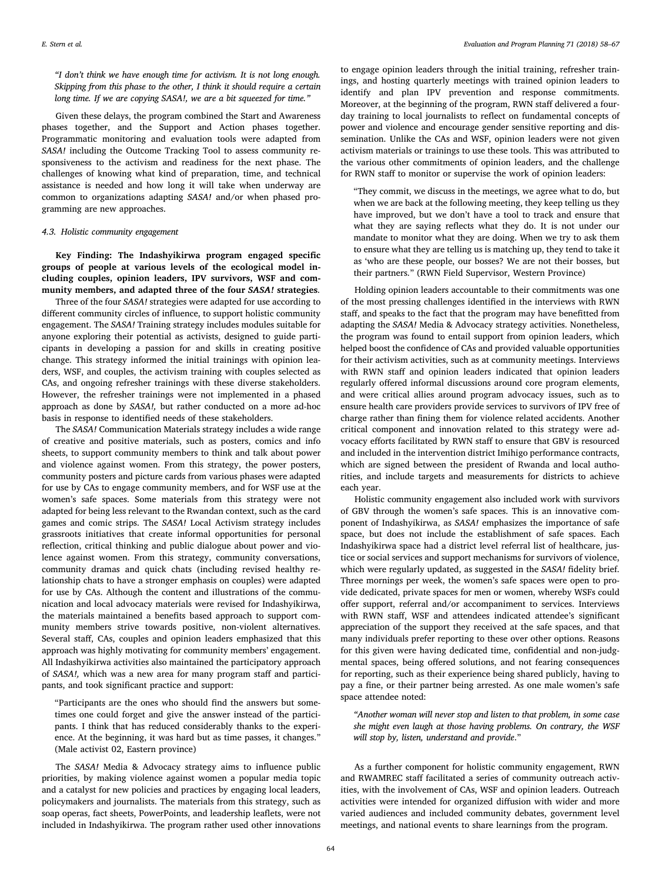*"I don't think we have enough time for activism. It is not long enough. Skipping from this phase to the other, I think it should require a certain long time. If we are copying SASA!, we are a bit squeezed for time."*

Given these delays, the program combined the Start and Awareness phases together, and the Support and Action phases together. Programmatic monitoring and evaluation tools were adapted from *SASA!* including the Outcome Tracking Tool to assess community responsiveness to the activism and readiness for the next phase. The challenges of knowing what kind of preparation, time, and technical assistance is needed and how long it will take when underway are common to organizations adapting *SASA!* and/or when phased programming are new approaches.

### 4.3. Holistic community engagement

**Key Finding: The Indashyikirwa program engaged specific groups of people at various levels of the ecological model including couples, opinion leaders, IPV survivors, WSF and community members, and adapted three of the four *SASA!* strategies**.

Three of the four *SASA!* strategies were adapted for use according to different community circles of influence, to support holistic community engagement. The *SASA!* Training strategy includes modules suitable for anyone exploring their potential as activists, designed to guide participants in developing a passion for and skills in creating positive change. This strategy informed the initial trainings with opinion leaders, WSF, and couples, the activism training with couples selected as CAs, and ongoing refresher trainings with these diverse stakeholders. However, the refresher trainings were not implemented in a phased approach as done by *SASA!*, but rather conducted on a more ad-hoc basis in response to identified needs of these stakeholders.

The *SASA!* Communication Materials strategy includes a wide range of creative and positive materials, such as posters, comics and info sheets, to support community members to think and talk about power and violence against women. From this strategy, the power posters, community posters and picture cards from various phases were adapted for use by CAs to engage community members, and for WSF use at the women's safe spaces. Some materials from this strategy were not adapted for being less relevant to the Rwandan context, such as the card games and comic strips. The *SASA!* Local Activism strategy includes grassroots initiatives that create informal opportunities for personal reflection, critical thinking and public dialogue about power and violence against women. From this strategy, community conversations, community dramas and quick chats (including revised healthy relationship chats to have a stronger emphasis on couples) were adapted for use by CAs. Although the content and illustrations of the communication and local advocacy materials were revised for Indashyikirwa, the materials maintained a benefits based approach to support community members strive towards positive, non-violent alternatives. Several staff, CAs, couples and opinion leaders emphasized that this approach was highly motivating for community members' engagement. All Indashyikirwa activities also maintained the participatory approach of *SASA!*, which was a new area for many program staff and participants, and took significant practice and support:

> "Participants are the ones who should find the answers but sometimes one could forget and give the answer instead of the participants. I think that has reduced considerably thanks to the experience. At the beginning, it was hard but as time passes, it changes." (Male activist 02, Eastern province)

The *SASA!* Media & Advocacy strategy aims to influence public priorities, by making violence against women a popular media topic and a catalyst for new policies and practices by engaging local leaders, policymakers and journalists. The materials from this strategy, such as soap operas, fact sheets, PowerPoints, and leadership leaflets, were not included in Indashyikirwa. The program rather used other innovations to engage opinion leaders through the initial training, refresher trainings, and hosting quarterly meetings with trained opinion leaders to identify and plan IPV prevention and response commitments. Moreover, at the beginning of the program, RWN staff delivered a four-day training to local journalists to reflect on fundamental concepts of power and violence and encourage gender sensitive reporting and dissemination. Unlike the CAs and WSF, opinion leaders were not given activism materials or trainings to use these tools. This was attributed to the various other commitments of opinion leaders, and the challenge for RWN staff to monitor or supervise the work of opinion leaders:

> "They commit, we discuss in the meetings, we agree what to do, but when we are back at the following meeting, they keep telling us they have improved, but we don't have a tool to track and ensure that what they are saying reflects what they do. It is not under our mandate to monitor what they are doing. When we try to ask them to ensure what they are telling us is matching up, they tend to take it as 'who are these people, our bosses? We are not their bosses, but their partners." (RWN Field Supervisor, Western Province)

Holding opinion leaders accountable to their commitments was one of the most pressing challenges identified in the interviews with RWN staff, and speaks to the fact that the program may have benefitted from adapting the *SASA!* Media & Advocacy strategy activities. Nonetheless, the program was found to entail support from opinion leaders, which helped boost the confidence of CAs and provided valuable opportunities for their activism activities, such as at community meetings. Interviews with RWN staff and opinion leaders indicated that opinion leaders regularly offered informal discussions around core program elements, and were critical allies around program advocacy issues, such as to ensure health care providers provide services to survivors of IPV free of charge rather than fining them for violence related accidents. Another critical component and innovation related to this strategy were advocacy efforts facilitated by RWN staff to ensure that GBV is resourced and included in the intervention district Imihigo performance contracts, which are signed between the president of Rwanda and local authorities, and include targets and measurements for districts to achieve each year.

Holistic community engagement also included work with survivors of GBV through the women's safe spaces. This is an innovative component of Indashyikirwa, as *SASA!* emphasizes the importance of safe space, but does not include the establishment of safe spaces. Each Indashyikirwa space had a district level referral list of healthcare, justice or social services and support mechanisms for survivors of violence, which were regularly updated, as suggested in the *SASA!* fidelity brief. Three mornings per week, the women's safe spaces were open to provide dedicated, private spaces for men or women, whereby WSFs could offer support, referral and/or accompaniment to services. Interviews with RWN staff, WSF and attendees indicated attendee's significant appreciation of the support they received at the safe spaces, and that many individuals prefer reporting to these over other options. Reasons for this given were having dedicated time, confidential and non-judgmental spaces, being offered solutions, and not fearing consequences for reporting, such as their experience being shared publicly, having to pay a fine, or their partner being arrested. As one male women's safe space attendee noted:

> *"Another woman will never stop and listen to that problem, in some case she might even laugh at those having problems. On contrary, the WSF will stop by, listen, understand and provide."*

As a further component for holistic community engagement, RWN and RWAMREC staff facilitated a series of community outreach activities, with the involvement of CAs, WSF and opinion leaders. Outreach activities were intended for organized diffusion with wider and more varied audiences and included community debates, government level meetings, and national events to share learnings from the program.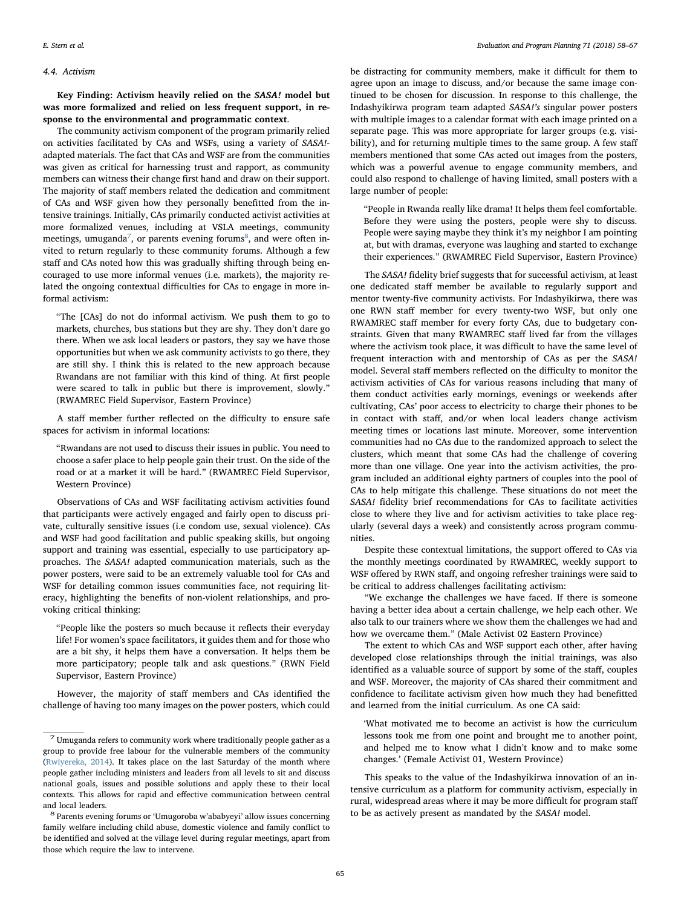### 4.4. Activism

**Key Finding: Activism heavily relied on the *SASA!* model but was more formalized and relied on less frequent support, in response to the environmental and programmatic context**.

The community activism component of the program primarily relied on activities facilitated by CAs and WSFs, using a variety of *SASA!*-adapted materials. The fact that CAs and WSF are from the communities was given as critical for harnessing trust and rapport, as community members can witness their change first hand and draw on their support. The majority of staff members related the dedication and commitment of CAs and WSF given how they personally benefitted from the intensive trainings. Initially, CAs primarily conducted activist activities at more formalized venues, including at VSLA meetings, community meetings, umuganda[7], or parents evening forums[8], and were often invited to return regularly to these community forums. Although a few staff and CAs noted how this was gradually shifting through being encouraged to use more informal venues (i.e. markets), the majority related the ongoing contextual difficulties for CAs to engage in more informal activism:

> "The [CAs] do not do informal activism. We push them to go to markets, churches, bus stations but they are shy. They don't dare go there. When we ask local leaders or pastors, they say we have those opportunities but when we ask community activists to go there, they are still shy. I think this is related to the new approach because Rwandans are not familiar with this kind of thing. At first people were scared to talk in public but there is improvement, slowly." (RWAMREC Field Supervisor, Eastern Province)

A staff member further reflected on the difficulty to ensure safe spaces for activism in informal locations:

> "Rwandans are not used to discuss their issues in public. You need to choose a safer place to help people gain their trust. On the side of the road or at a market it will be hard." (RWAMREC Field Supervisor, Western Province)

Observations of CAs and WSF facilitating activism activities found that participants were actively engaged and fairly open to discuss private, culturally sensitive issues (i.e condom use, sexual violence). CAs and WSF had good facilitation and public speaking skills, but ongoing support and training was essential, especially to use participatory approaches. The *SASA!* adapted communication materials, such as the power posters, were said to be an extremely valuable tool for CAs and WSF for detailing common issues communities face, not requiring literacy, highlighting the benefits of non-violent relationships, and provoking critical thinking:

> "People like the posters so much because it reflects their everyday life! For women's space facilitators, it guides them and for those who are a bit shy, it helps them have a conversation. It helps them be more participatory; people talk and ask questions." (RWN Field Supervisor, Eastern Province)

However, the majority of staff members and CAs identified the challenge of having too many images on the power posters, which could be distracting for community members, make it difficult for them to agree upon an image to discuss, and/or because the same image continued to be chosen for discussion. In response to this challenge, the Indashyikirwa program team adapted *SASA!'s* singular power posters with multiple images to a calendar format with each image printed on a separate page. This was more appropriate for larger groups (e.g. visibility), and for returning multiple times to the same group. A few staff members mentioned that some CAs acted out images from the posters, which was a powerful avenue to engage community members, and could also respond to challenge of having limited, small posters with a large number of people:

> "People in Rwanda really like drama! It helps them feel comfortable. Before they were using the posters, people were shy to discuss. People were saying maybe they think it's my neighbor I am pointing at, but with dramas, everyone was laughing and started to exchange their experiences." (RWAMREC Field Supervisor, Eastern Province)

The *SASA!* fidelity brief suggests that for successful activism, at least one dedicated staff member be available to regularly support and mentor twenty-five community activists. For Indashyikirwa, there was one RWN staff member for every twenty-two WSF, but only one RWAMREC staff member for every forty CAs, due to budgetary constraints. Given that many RWAMREC staff lived far from the villages where the activism took place, it was difficult to have the same level of frequent interaction with and mentorship of CAs as per the *SASA!* model. Several staff members reflected on the difficulty to monitor the activism activities of CAs for various reasons including that many of them conduct activities early mornings, evenings or weekends after cultivating, CAs' poor access to electricity to charge their phones to be in contact with staff, and/or when local leaders change activism meeting times or locations last minute. Moreover, some intervention communities had no CAs due to the randomized approach to select the clusters, which meant that some CAs had the challenge of covering more than one village. One year into the activism activities, the program included an additional eighty partners of couples into the pool of CAs to help mitigate this challenge. These situations do not meet the *SASA!* fidelity brief recommendations for CAs to facilitate activities close to where they live and for activism activities to take place regularly (several days a week) and consistently across program communities.

Despite these contextual limitations, the support offered to CAs via the monthly meetings coordinated by RWAMREC, weekly support to WSF offered by RWN staff, and ongoing refresher trainings were said to be critical to address challenges facilitating activism:

> "We exchange the challenges we have faced. If there is someone having a better idea about a certain challenge, we help each other. We also talk to our trainers where we show them the challenges we had and how we overcame them." (Male Activist 02 Eastern Province)

The extent to which CAs and WSF support each other, after having developed close relationships through the initial trainings, was also identified as a valuable source of support by some of the staff, couples and WSF. Moreover, the majority of CAs shared their commitment and confidence to facilitate activism given how much they had benefitted and learned from the initial curriculum. As one CA said:

> 'What motivated me to become an activist is how the curriculum lessons took me from one point and brought me to another point, and helped me to know what I didn't know and to make some changes.' (Female Activist 01, Western Province)

This speaks to the value of the Indashyikirwa innovation of an intensive curriculum as a platform for community activism, especially in rural, widespread areas where it may be more difficult for program staff to be as actively present as mandated by the *SASA!* model.

---

[7] Umuganda refers to community work where traditionally people gather as a group to provide free labour for the vulnerable members of the community (Rwiyereka, 2014). It takes place on the last Saturday of the month where people gather including ministers and leaders from all levels to sit and discuss national goals, issues and possible solutions and apply these to their local contexts. This allows for rapid and effective communication between central and local leaders.

[8] Parents evening forums or 'Umugoroba w'ababyeyi' allow issues concerning family welfare including child abuse, domestic violence and family conflict to be identified and solved at the village level during regular meetings, apart from those which require the law to intervene.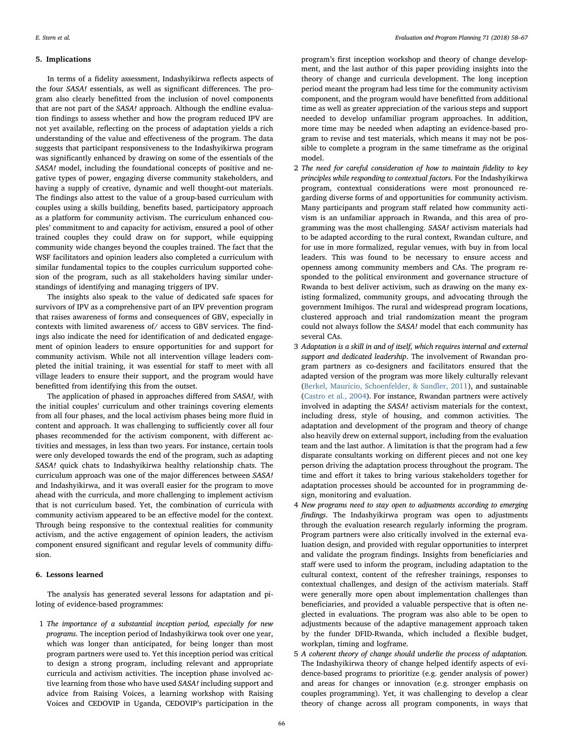## 5. Implications

In terms of a fidelity assessment, Indashyikirwa reflects aspects of the four *SASA!* essentials, as well as significant differences. The program also clearly benefitted from the inclusion of novel components that are not part of the *SASA!* approach. Although the endline evaluation findings to assess whether and how the program reduced IPV are not yet available, reflecting on the process of adaptation yields a rich understanding of the value and effectiveness of the program. The data suggests that participant responsiveness to the Indashyikirwa program was significantly enhanced by drawing on some of the essentials of the *SASA!* model, including the foundational concepts of positive and negative types of power, engaging diverse community stakeholders, and having a supply of creative, dynamic and well thought-out materials. The findings also attest to the value of a group-based curriculum with couples using a skills building, benefits based, participatory approach as a platform for community activism. The curriculum enhanced couples' commitment to and capacity for activism, ensured a pool of other trained couples they could draw on for support, while equipping community wide changes beyond the couples trained. The fact that the WSF facilitators and opinion leaders also completed a curriculum with similar fundamental topics to the couples curriculum supported cohesion of the program, such as all stakeholders having similar understandings of identifying and managing triggers of IPV.

The insights also speak to the value of dedicated safe spaces for survivors of IPV as a comprehensive part of an IPV prevention program that raises awareness of forms and consequences of GBV, especially in contexts with limited awareness of/ access to GBV services. The findings also indicate the need for identification of and dedicated engagement of opinion leaders to ensure opportunities for and support for community activism. While not all intervention village leaders completed the initial training, it was essential for staff to meet with all village leaders to ensure their support, and the program would have benefitted from identifying this from the outset.

The application of phased in approaches differed from *SASA!,* with the initial couples' curriculum and other trainings covering elements from all four phases, and the local activism phases being more fluid in content and approach. It was challenging to sufficiently cover all four phases recommended for the activism component, with different activities and messages, in less than two years. For instance, certain tools were only developed towards the end of the program, such as adapting *SASA!* quick chats to Indashyikirwa healthy relationship chats. The curriculum approach was one of the major differences between *SASA!* and Indashyikirwa, and it was overall easier for the program to move ahead with the curricula, and more challenging to implement activism that is not curriculum based. Yet, the combination of curricula with community activism appeared to be an effective model for the context. Through being responsive to the contextual realities for community activism, and the active engagement of opinion leaders, the activism component ensured significant and regular levels of community diffusion.

## 6. Lessons learned

The analysis has generated several lessons for adaptation and piloting of evidence-based programmes:

1 *The importance of a substantial inception period, especially for new programs*. The inception period of Indashyikirwa took over one year, which was longer than anticipated, for being longer than most program partners were used to. Yet this inception period was critical to design a strong program, including relevant and appropriate curricula and activism activities. The inception phase involved active learning from those who have used *SASA!* including support and advice from Raising Voices, a learning workshop with Raising Voices and CEDOVIP in Uganda, CEDOVIP's participation in the program's first inception workshop and theory of change development, and the last author of this paper providing insights into the theory of change and curricula development. The long inception period meant the program had less time for the community activism component, and the program would have benefitted from additional time as well as greater appreciation of the various steps and support needed to develop unfamiliar program approaches. In addition, more time may be needed when adapting an evidence-based program to revise and test materials, which means it may not be possible to complete a program in the same timeframe as the original model.

2 *The need for careful consideration of how to maintain fidelity to key principles while responding to contextual factors*. For the Indashyikirwa program, contextual considerations were most pronounced regarding diverse forms of and opportunities for community activism. Many participants and program staff related how community activism is an unfamiliar approach in Rwanda, and this area of programming was the most challenging. *SASA!* activism materials had to be adapted according to the rural context, Rwandan culture, and for use in more formalized, regular venues, with buy in from local leaders. This was found to be necessary to ensure access and openness among community members and CAs. The program responded to the political environment and governance structure of Rwanda to best deliver activism, such as drawing on the many existing formalized, community groups, and advocating through the government Imihigos. The rural and widespread program locations, clustered approach and trial randomization meant the program could not always follow the *SASA!* model that each community has several CAs.

3 *Adaptation is a skill in and of itself, which requires internal and external support and dedicated leadership*. The involvement of Rwandan program partners as co-designers and facilitators ensured that the adapted version of the program was more likely culturally relevant (Berkel, Mauricio, Schoenfelder, & Sandler, 2011), and sustainable (Castro et al., 2004). For instance, Rwandan partners were actively involved in adapting the *SASA!* activism materials for the context, including dress, style of housing, and common activities. The adaptation and development of the program and theory of change also heavily drew on external support, including from the evaluation team and the last author. A limitation is that the program had a few disparate consultants working on different pieces and not one key person driving the adaptation process throughout the program. The time and effort it takes to bring various stakeholders together for adaptation processes should be accounted for in programming design, monitoring and evaluation.

4 *New programs need to stay open to adjustments according to emerging findings*. The Indashyikirwa program was open to adjustments through the evaluation research regularly informing the program. Program partners were also critically involved in the external evaluation design, and provided with regular opportunities to interpret and validate the program findings. Insights from beneficiaries and staff were used to inform the program, including adaptation to the cultural context, content of the refresher trainings, responses to contextual challenges, and design of the activism materials. Staff were generally more open about implementation challenges than beneficiaries, and provided a valuable perspective that is often neglected in evaluations. The program was also able to be open to adjustments because of the adaptive management approach taken by the funder DFID-Rwanda, which included a flexible budget, workplan, timing and logframe.

5 *A coherent theory of change should underlie the process of adaptation.* The Indashyikirwa theory of change helped identify aspects of evidence-based programs to prioritize (e.g. gender analysis of power) and areas for changes or innovation (e.g. stronger emphasis on couples programming). Yet, it was challenging to develop a clear theory of change across all program components, in ways that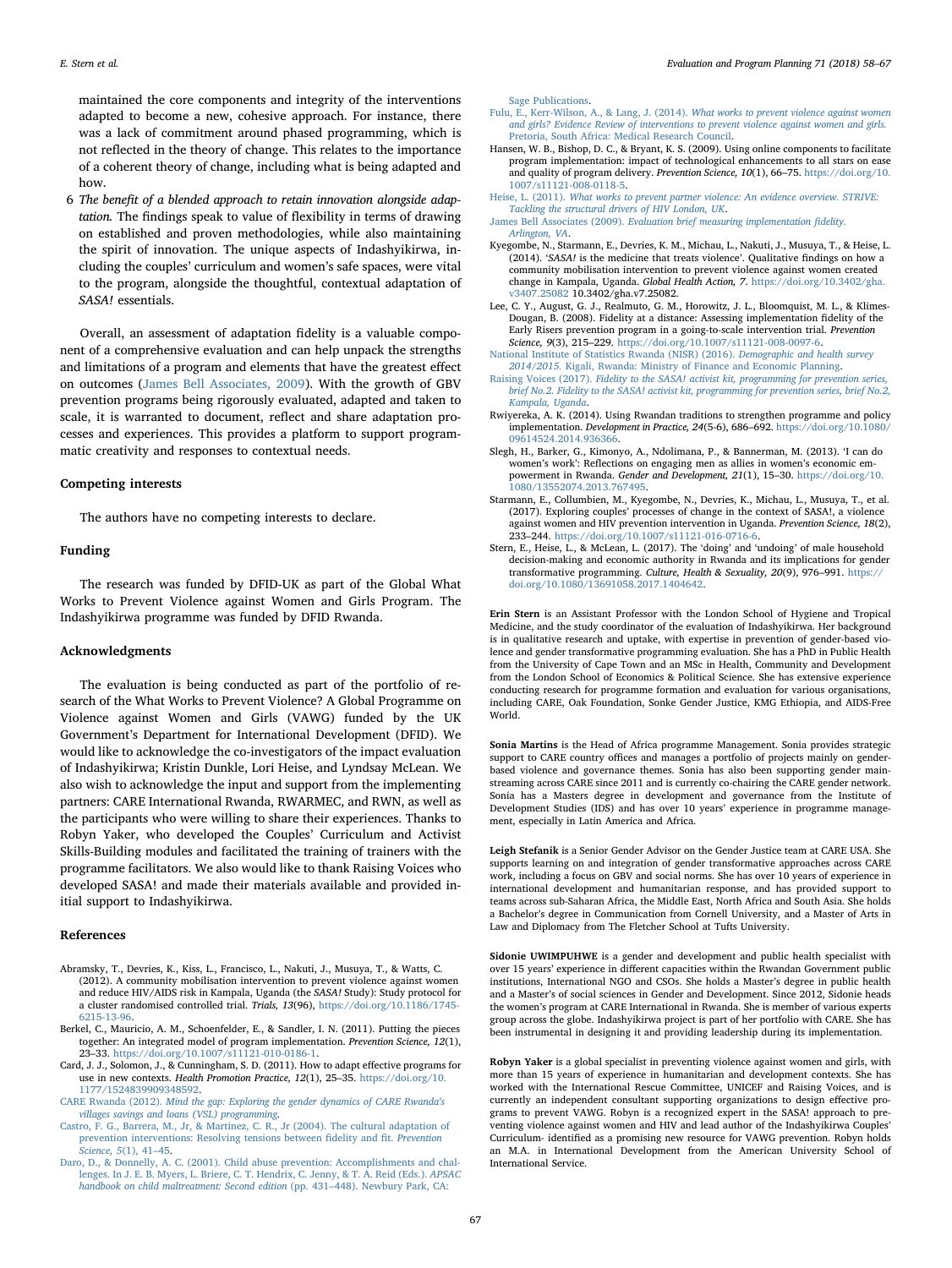maintained the core components and integrity of the interventions adapted to become a new, cohesive approach. For instance, there was a lack of commitment around phased programming, which is not reflected in the theory of change. This relates to the importance of a coherent theory of change, including what is being adapted and how.

6 *The benefit of a blended approach to retain innovation alongside adaptation.* The findings speak to value of flexibility in terms of drawing on established and proven methodologies, while also maintaining the spirit of innovation. The unique aspects of Indashyikirwa, including the couples' curriculum and women's safe spaces, were vital to the program, alongside the thoughtful, contextual adaptation of *SASA!* essentials.

Overall, an assessment of adaptation fidelity is a valuable component of a comprehensive evaluation and can help unpack the strengths and limitations of a program and elements that have the greatest effect on outcomes (James Bell Associates, 2009). With the growth of GBV prevention programs being rigorously evaluated, adapted and taken to scale, it is warranted to document, reflect and share adaptation processes and experiences. This provides a platform to support programmatic creativity and responses to contextual needs.

## Competing interests

The authors have no competing interests to declare.

## Funding

The research was funded by DFID-UK as part of the Global What Works to Prevent Violence against Women and Girls Program. The Indashyikirwa programme was funded by DFID Rwanda.

## Acknowledgments

The evaluation is being conducted as part of the portfolio of research of the What Works to Prevent Violence? A Global Programme on Violence against Women and Girls (VAWG) funded by the UK Government's Department for International Development (DFID). We would like to acknowledge the co-investigators of the impact evaluation of Indashyikirwa; Kristin Dunkle, Lori Heise, and Lyndsay McLean. We also wish to acknowledge the input and support from the implementing partners: CARE International Rwanda, RWARMEC, and RWN, as well as the participants who were willing to share their experiences. Thanks to Robyn Yaker, who developed the Couples' Curriculum and Activist Skills-Building modules and facilitated the training of trainers with the programme facilitators. We also would like to thank Raising Voices who developed SASA! and made their materials available and provided initial support to Indashyikirwa.

## References

Abramsky, T., Devries, K., Kiss, L., Francisco, L., Nakuti, J., Musuya, T., & Watts, C. (2012). A community mobilisation intervention to prevent violence against women and reduce HIV/AIDS risk in Kampala, Uganda (the *SASA!* Study): Study protocol for a cluster randomised controlled trial. *Trials, 13*(96), https://doi.org/10.1186/1745-6215-13-96.

Berkel, C., Mauricio, A. M., Schoenfelder, E., & Sandler, I. N. (2011). Putting the pieces together: An integrated model of program implementation. *Prevention Science, 12*(1), 23–33. https://doi.org/10.1007/s11121-010-0186-1.

Card, J. J., Solomon, J., & Cunningham, S. D. (2011). How to adapt effective programs for use in new contexts. *Health Promotion Practice, 12*(1), 25–35. https://doi.org/10.1177/1524839909348592.

CARE Rwanda (2012). *Mind the gap: Exploring the gender dynamics of CARE Rwanda's villages savings and loans (VSL) programming*.

Castro, F. G., Barrera, M., Jr, & Martinez, C. R., Jr (2004). The cultural adaptation of prevention interventions: Resolving tensions between fidelity and fit. *Prevention Science, 5*(1), 41–45.

Daro, D., & Donnelly, A. C. (2001). Child abuse prevention: Accomplishments and challenges. In J. E. B. Myers, L. Briere, C. T. Hendrix, C. Jenny, & T. A. Reid (Eds.). *APSAC handbook on child maltreatment: Second edition* (pp. 431–448). Newbury Park, CA: Sage Publications.

Fulu, E., Kerr-Wilson, A., & Lang, J. (2014). *What works to prevent violence against women and girls? Evidence Review of interventions to prevent violence against women and girls.* Pretoria, South Africa: Medical Research Council.

Hansen, W. B., Bishop, D. C., & Bryant, K. S. (2009). Using online components to facilitate program implementation: impact of technological enhancements to all stars on ease and quality of program delivery. *Prevention Science, 10*(1), 66–75. https://doi.org/10.1007/s11121-008-0118-5.

Heise, L. (2011). *What works to prevent partner violence: An evidence overview. STRIVE: Tackling the structural drivers of HIV London, UK*.

James Bell Associates (2009). *Evaluation brief measuring implementation fidelity. Arlington, VA*.

Kyegombe, N., Starmann, E., Devries, K. M., Michau, L., Nakuti, J., Musuya, T., & Heise, L. (2014). '*SASA!* is the medicine that treats violence'. Qualitative findings on how a community mobilisation intervention to prevent violence against women created change in Kampala, Uganda. *Global Health Action, 7*. https://doi.org/10.3402/gha.v3407.25082 10.3402/gha.v7.25082.

Lee, C. Y., August, G. J., Realmuto, G. M., Horowitz, J. L., Bloomquist, M. L., & Klimes-Dougan, B. (2008). Fidelity at a distance: Assessing implementation fidelity of the Early Risers prevention program in a going-to-scale intervention trial. *Prevention Science, 9*(3), 215–229. https://doi.org/10.1007/s11121-008-0097-6.

National Institute of Statistics Rwanda (NISR) (2016). *Demographic and health survey 2014/2015.* Kigali, Rwanda: Ministry of Finance and Economic Planning.

Raising Voices (2017). *Fidelity to the SASA! activist kit, programming for prevention series, brief No.2. Fidelity to the SASA! activist kit, programming for prevention series, brief No.2, Kampala, Uganda*.

Rwiyereka, A. K. (2014). Using Rwandan traditions to strengthen programme and policy implementation. *Development in Practice, 24*(5-6), 686–692. https://doi.org/10.1080/09614524.2014.936366.

Slegh, H., Barker, G., Kimonyo, A., Ndolimana, P., & Bannerman, M. (2013). 'I can do women's work': Reflections on engaging men as allies in women's economic empowerment in Rwanda. *Gender and Development, 21*(1), 15–30. https://doi.org/10.1080/13552074.2013.767495.

Starmann, E., Collumbien, M., Kyegombe, N., Devries, K., Michau, L., Musuya, T., et al. (2017). Exploring couples' processes of change in the context of SASA!, a violence against women and HIV prevention intervention in Uganda. *Prevention Science, 18*(2), 233–244. https://doi.org/10.1007/s11121-016-0716-6.

Stern, E., Heise, L., & McLean, L. (2017). The 'doing' and 'undoing' of male household decision-making and economic authority in Rwanda and its implications for gender transformative programming. *Culture, Health & Sexuality, 20*(9), 976–991. https://doi.org/10.1080/13691058.2017.1404642.

**Erin Stern** is an Assistant Professor with the London School of Hygiene and Tropical Medicine, and the study coordinator of the evaluation of Indashyikirwa. Her background is in qualitative research and uptake, with expertise in prevention of gender-based violence and gender transformative programming evaluation. She has a PhD in Public Health from the University of Cape Town and an MSc in Health, Community and Development from the London School of Economics & Political Science. She has extensive experience conducting research for programme formation and evaluation for various organisations, including CARE, Oak Foundation, Sonke Gender Justice, KMG Ethiopia, and AIDS-Free World.

**Sonia Martins** is the Head of Africa programme Management. Sonia provides strategic support to CARE country offices and manages a portfolio of projects mainly on gender-based violence and governance themes. Sonia has also been supporting gender mainstreaming across CARE since 2011 and is currently co-chairing the CARE gender network. Sonia has a Masters degree in development and governance from the Institute of Development Studies (IDS) and has over 10 years' experience in programme management, especially in Latin America and Africa.

**Leigh Stefanik** is a Senior Gender Advisor on the Gender Justice team at CARE USA. She supports learning on and integration of gender transformative approaches across CARE work, including a focus on GBV and social norms. She has over 10 years of experience in international development and humanitarian response, and has provided support to teams across sub-Saharan Africa, the Middle East, North Africa and South Asia. She holds a Bachelor's degree in Communication from Cornell University, and a Master of Arts in Law and Diplomacy from The Fletcher School at Tufts University.

**Sidonie UWIMPUHWE** is a gender and development and public health specialist with over 15 years' experience in different capacities within the Rwandan Government public institutions, International NGO and CSOs. She holds a Master's degree in public health and a Master's of social sciences in Gender and Development. Since 2012, Sidonie heads the women's program at CARE International in Rwanda. She is member of various experts group across the globe. Indashyikirwa project is part of her portfolio with CARE. She has been instrumental in designing it and providing leadership during its implementation.

**Robyn Yaker** is a global specialist in preventing violence against women and girls, with more than 15 years of experience in humanitarian and development contexts. She has worked with the International Rescue Committee, UNICEF and Raising Voices, and is currently an independent consultant supporting organizations to design effective programs to prevent VAWG. Robyn is a recognized expert in the SASA! approach to preventing violence against women and HIV and lead author of the Indashyikirwa Couples' Curriculum- identified as a promising new resource for VAWG prevention. Robyn holds an M.A. in International Development from the American University School of International Service.